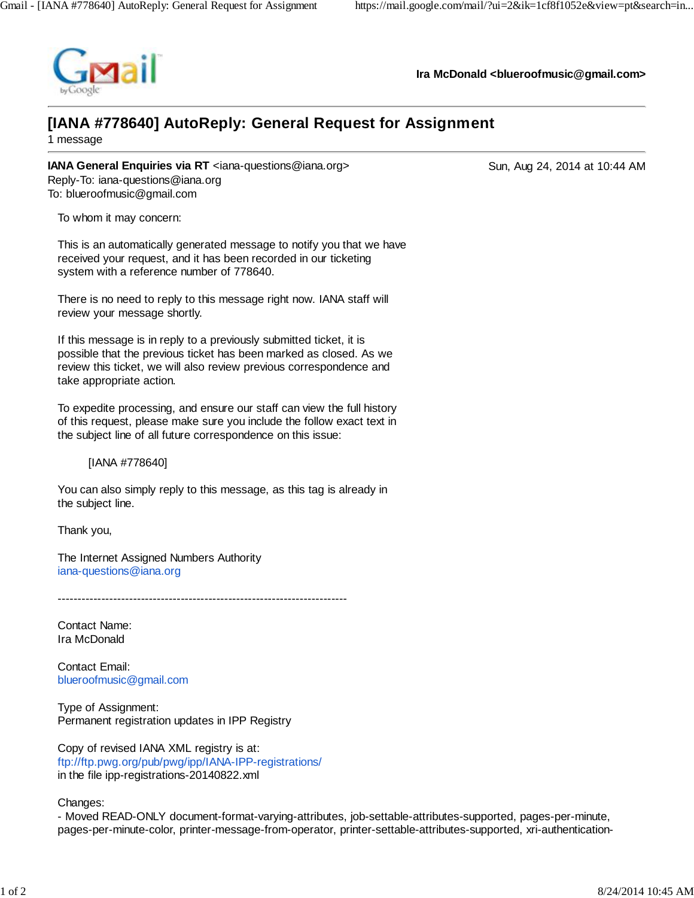Ira McDonald <blueroofmusic@gmail.com>

# [IANA #778640] AutoReply: General Request for Assignment

1 message

**IANA General Enquiries via RT** <iana-questions@iana.org> Sun, Aug 24, 2014 at 10:44 AM
Reply-To: iana-questions@iana.org
To: blueroofmusic@gmail.com

To whom it may concern:

This is an automatically generated message to notify you that we have received your request, and it has been recorded in our ticketing system with a reference number of 778640.

There is no need to reply to this message right now. IANA staff will review your message shortly.

If this message is in reply to a previously submitted ticket, it is possible that the previous ticket has been marked as closed. As we review this ticket, we will also review previous correspondence and take appropriate action.

To expedite processing, and ensure our staff can view the full history of this request, please make sure you include the follow exact text in the subject line of all future correspondence on this issue:

[IANA #778640]

You can also simply reply to this message, as this tag is already in the subject line.

Thank you,

The Internet Assigned Numbers Authority
iana-questions@iana.org

-------------------------------------------------------------------------

Contact Name:
Ira McDonald

Contact Email:
blueroofmusic@gmail.com

Type of Assignment:
Permanent registration updates in IPP Registry

Copy of revised IANA XML registry is at:
ftp://ftp.pwg.org/pub/pwg/ipp/IANA-IPP-registrations/
in the file ipp-registrations-20140822.xml

Changes:
- Moved READ-ONLY document-format-varying-attributes, job-settable-attributes-supported, pages-per-minute, pages-per-minute-color, printer-message-from-operator, printer-settable-attributes-supported, xri-authentication-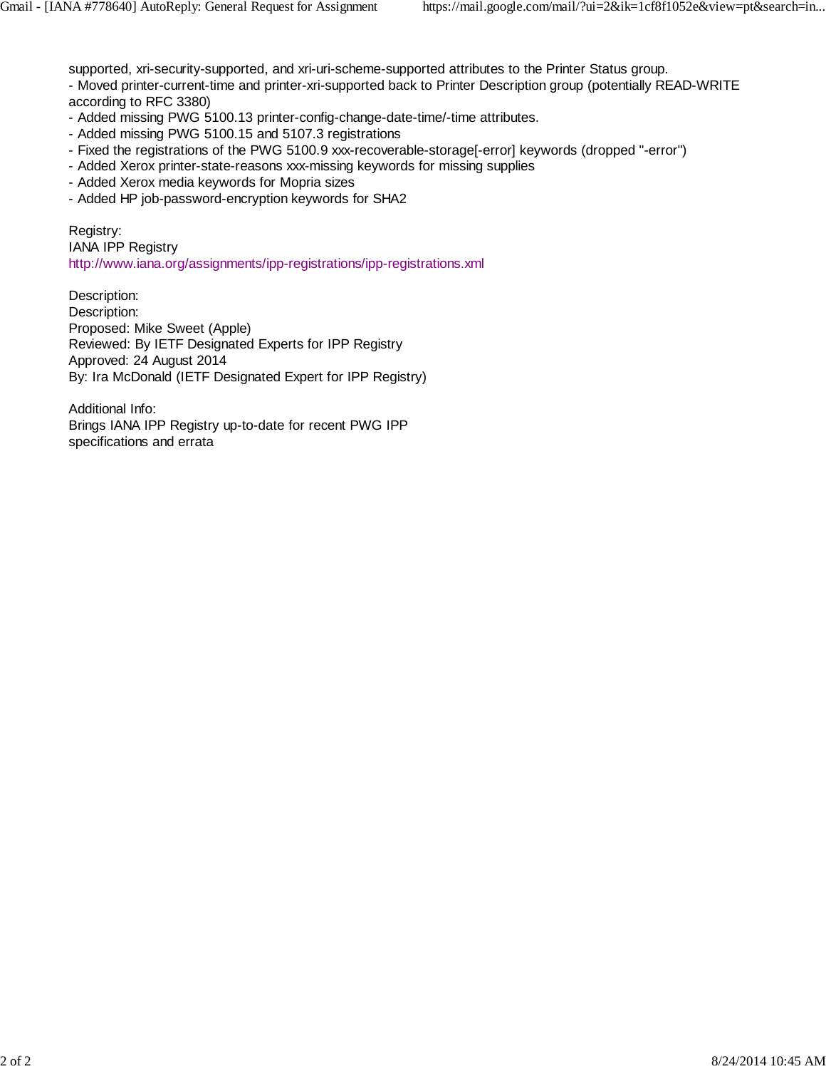supported, xri-security-supported, and xri-uri-scheme-supported attributes to the Printer Status group.
- Moved printer-current-time and printer-xri-supported back to Printer Description group (potentially READ-WRITE according to RFC 3380)
- Added missing PWG 5100.13 printer-config-change-date-time/-time attributes.
- Added missing PWG 5100.15 and 5107.3 registrations
- Fixed the registrations of the PWG 5100.9 xxx-recoverable-storage[-error] keywords (dropped "-error")
- Added Xerox printer-state-reasons xxx-missing keywords for missing supplies
- Added Xerox media keywords for Mopria sizes
- Added HP job-password-encryption keywords for SHA2

Registry:
IANA IPP Registry
http://www.iana.org/assignments/ipp-registrations/ipp-registrations.xml

Description:
Description:
Proposed: Mike Sweet (Apple)
Reviewed: By IETF Designated Experts for IPP Registry
Approved: 24 August 2014
By: Ira McDonald (IETF Designated Expert for IPP Registry)

Additional Info:
Brings IANA IPP Registry up-to-date for recent PWG IPP specifications and errata